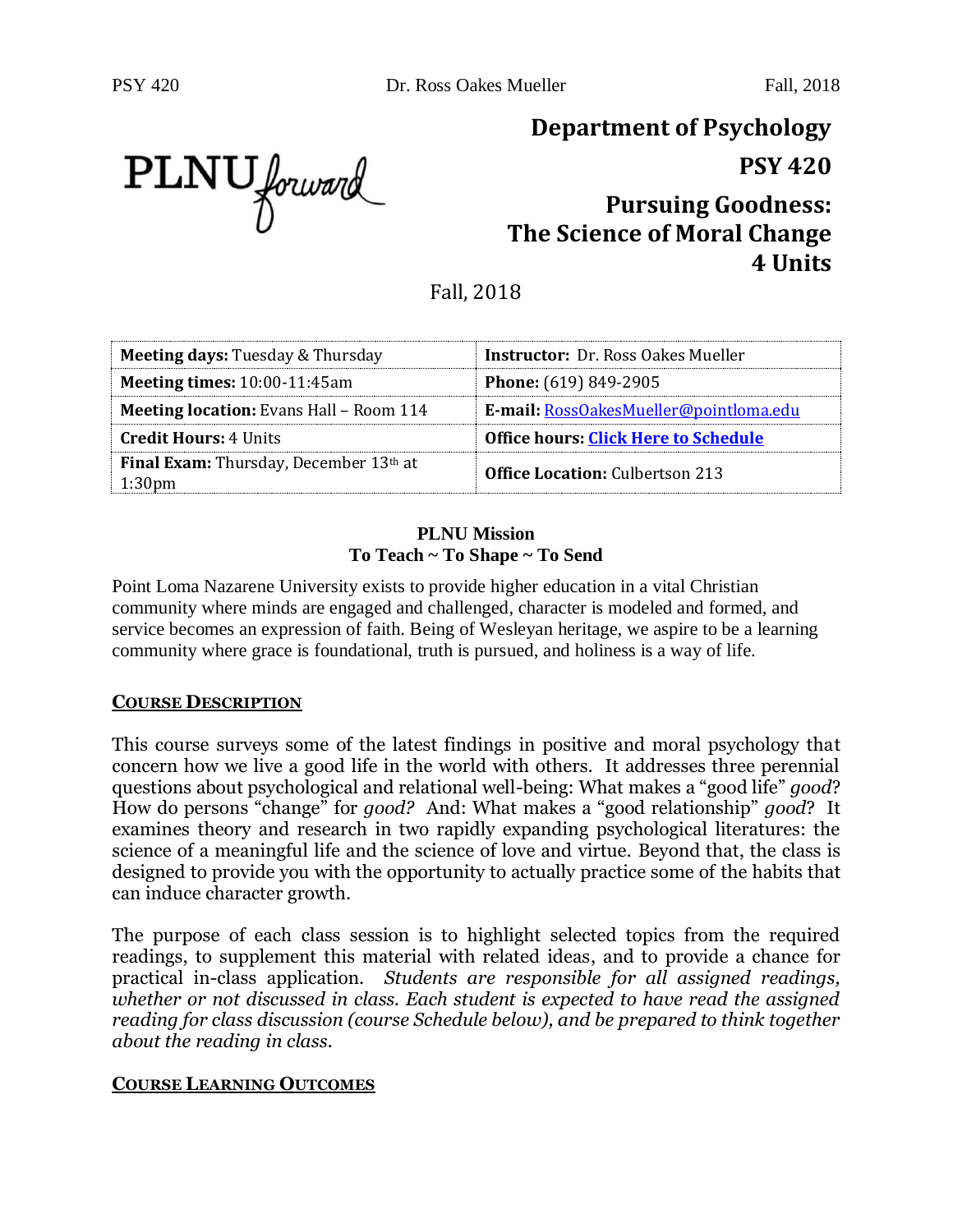# Department of Psychology

## PSY 420

## Pursuing Goodness: The Science of Moral Change

## 4 Units

Fall, 2018

| **Meeting days:** Tuesday & Thursday | **Instructor:** Dr. Ross Oakes Mueller |
|---|---|
| **Meeting times:** 10:00-11:45am | **Phone:** (619) 849-2905 |
| **Meeting location:** Evans Hall – Room 114 | **E-mail:** RossOakesMueller@pointloma.edu |
| **Credit Hours:** 4 Units | **Office hours: Click Here to Schedule** |
| **Final Exam:** Thursday, December 13th at 1:30pm | **Office Location:** Culbertson 213 |

**PLNU Mission**
**To Teach ~ To Shape ~ To Send**

Point Loma Nazarene University exists to provide higher education in a vital Christian community where minds are engaged and challenged, character is modeled and formed, and service becomes an expression of faith. Being of Wesleyan heritage, we aspire to be a learning community where grace is foundational, truth is pursued, and holiness is a way of life.

### COURSE DESCRIPTION

This course surveys some of the latest findings in positive and moral psychology that concern how we live a good life in the world with others. It addresses three perennial questions about psychological and relational well-being: What makes a "good life" *good*? How do persons "change" for *good?* And: What makes a "good relationship" *good*? It examines theory and research in two rapidly expanding psychological literatures: the science of a meaningful life and the science of love and virtue. Beyond that, the class is designed to provide you with the opportunity to actually practice some of the habits that can induce character growth.

The purpose of each class session is to highlight selected topics from the required readings, to supplement this material with related ideas, and to provide a chance for practical in-class application. *Students are responsible for all assigned readings, whether or not discussed in class. Each student is expected to have read the assigned reading for class discussion (course Schedule below), and be prepared to think together about the reading in class.*

### COURSE LEARNING OUTCOMES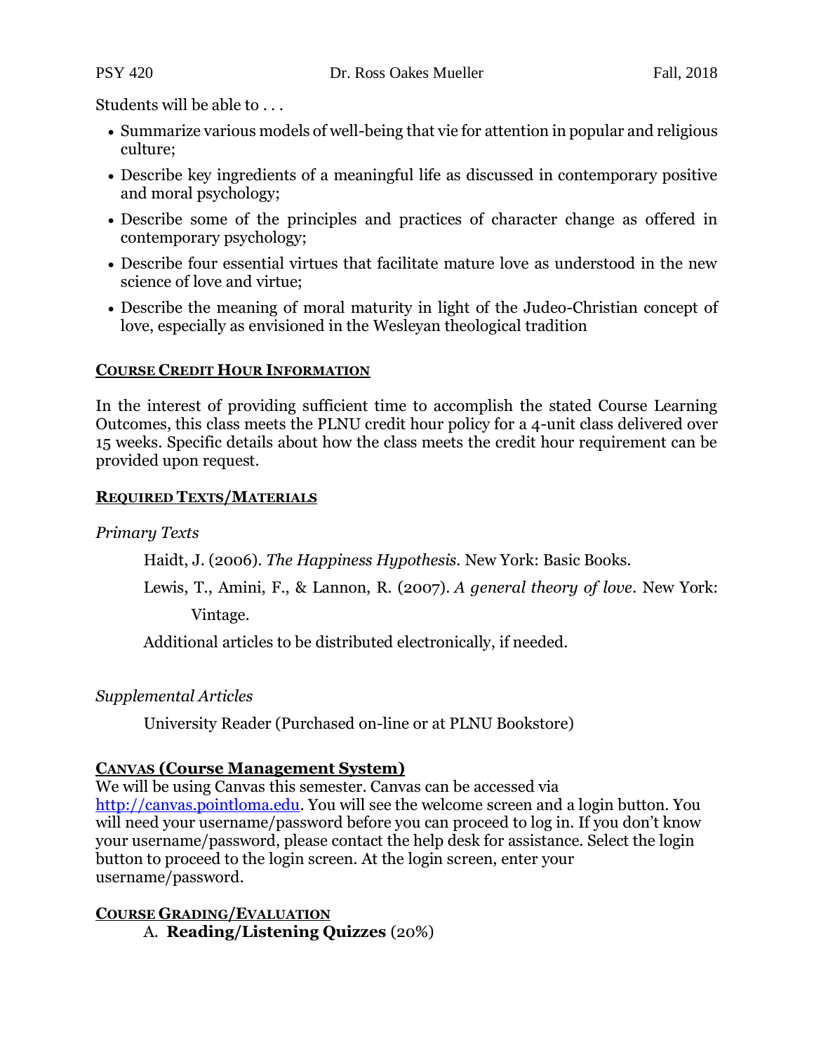Students will be able to . . .

- Summarize various models of well-being that vie for attention in popular and religious culture;
- Describe key ingredients of a meaningful life as discussed in contemporary positive and moral psychology;
- Describe some of the principles and practices of character change as offered in contemporary psychology;
- Describe four essential virtues that facilitate mature love as understood in the new science of love and virtue;
- Describe the meaning of moral maturity in light of the Judeo-Christian concept of love, especially as envisioned in the Wesleyan theological tradition

## COURSE CREDIT HOUR INFORMATION

In the interest of providing sufficient time to accomplish the stated Course Learning Outcomes, this class meets the PLNU credit hour policy for a 4-unit class delivered over 15 weeks. Specific details about how the class meets the credit hour requirement can be provided upon request.

## REQUIRED TEXTS/MATERIALS

*Primary Texts*

Haidt, J. (2006). *The Happiness Hypothesis*. New York: Basic Books.

Lewis, T., Amini, F., & Lannon, R. (2007). *A general theory of love*. New York: Vintage.

Additional articles to be distributed electronically, if needed.

*Supplemental Articles*

University Reader (Purchased on-line or at PLNU Bookstore)

## CANVAS (Course Management System)

We will be using Canvas this semester. Canvas can be accessed via http://canvas.pointloma.edu. You will see the welcome screen and a login button. You will need your username/password before you can proceed to log in. If you don't know your username/password, please contact the help desk for assistance. Select the login button to proceed to the login screen. At the login screen, enter your username/password.

## COURSE GRADING/EVALUATION

A. **Reading/Listening Quizzes** (20%)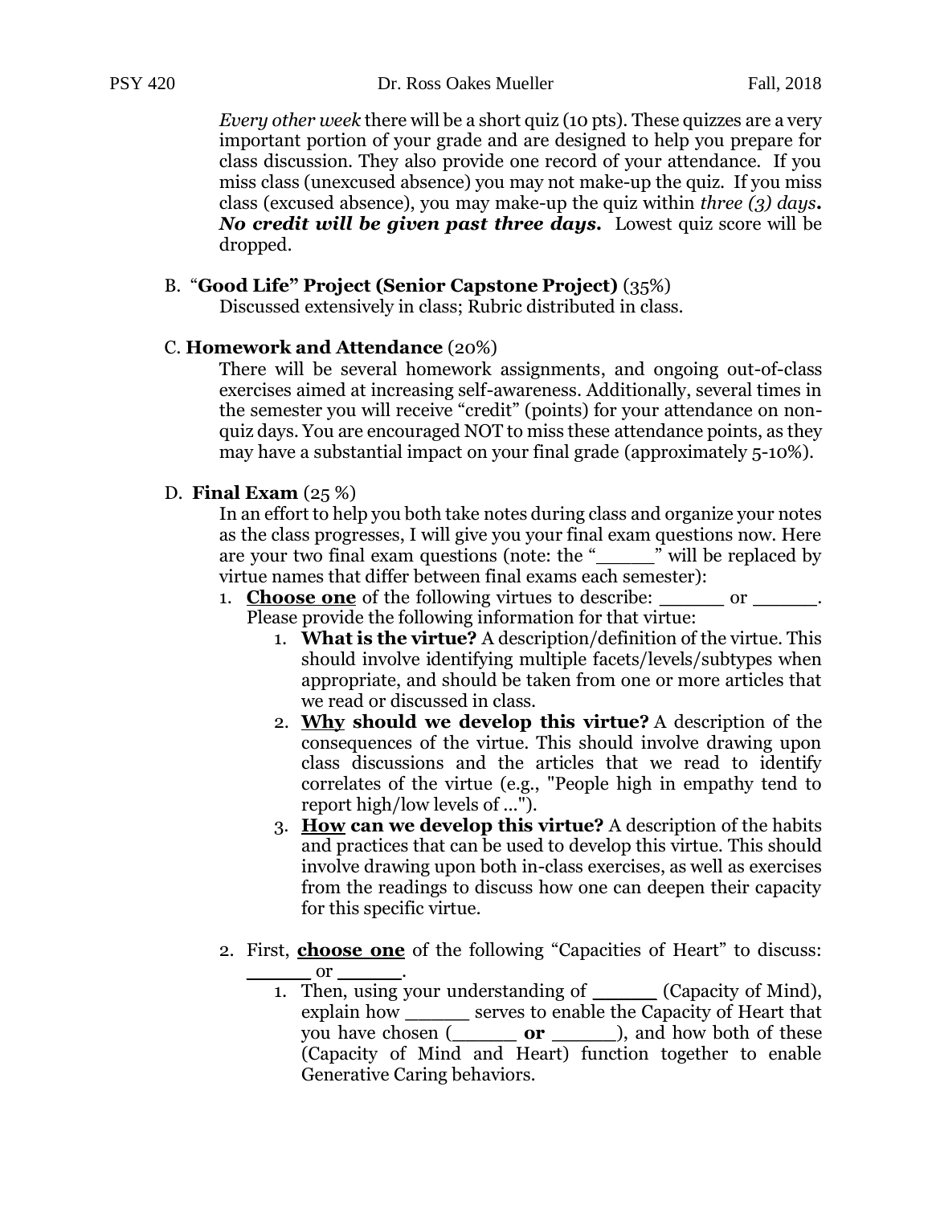*Every other week* there will be a short quiz (10 pts). These quizzes are a very important portion of your grade and are designed to help you prepare for class discussion. They also provide one record of your attendance. If you miss class (unexcused absence) you may not make-up the quiz. If you miss class (excused absence), you may make-up the quiz within *three (3) days***.** ***No credit will be given past three days.*** Lowest quiz score will be dropped.

B. "**Good Life" Project (Senior Capstone Project)** (35%)

Discussed extensively in class; Rubric distributed in class.

C. **Homework and Attendance** (20%)

There will be several homework assignments, and ongoing out-of-class exercises aimed at increasing self-awareness. Additionally, several times in the semester you will receive "credit" (points) for your attendance on non-quiz days. You are encouraged NOT to miss these attendance points, as they may have a substantial impact on your final grade (approximately 5-10%).

D. **Final Exam** (25 %)

In an effort to help you both take notes during class and organize your notes as the class progresses, I will give you your final exam questions now. Here are your two final exam questions (note: the "_____" will be replaced by virtue names that differ between final exams each semester):

1. **Choose one** of the following virtues to describe: ______ or ______. Please provide the following information for that virtue:
   1. **What is the virtue?** A description/definition of the virtue. This should involve identifying multiple facets/levels/subtypes when appropriate, and should be taken from one or more articles that we read or discussed in class.
   2. **Why should we develop this virtue?** A description of the consequences of the virtue. This should involve drawing upon class discussions and the articles that we read to identify correlates of the virtue (e.g., "People high in empathy tend to report high/low levels of ...").
   3. **How can we develop this virtue?** A description of the habits and practices that can be used to develop this virtue. This should involve drawing upon both in-class exercises, as well as exercises from the readings to discuss how one can deepen their capacity for this specific virtue.

2. First, **choose one** of the following "Capacities of Heart" to discuss: ______ or ______.
   1. Then, using your understanding of ______ (Capacity of Mind), explain how ______ serves to enable the Capacity of Heart that you have chosen (______ **or** ______), and how both of these (Capacity of Mind and Heart) function together to enable Generative Caring behaviors.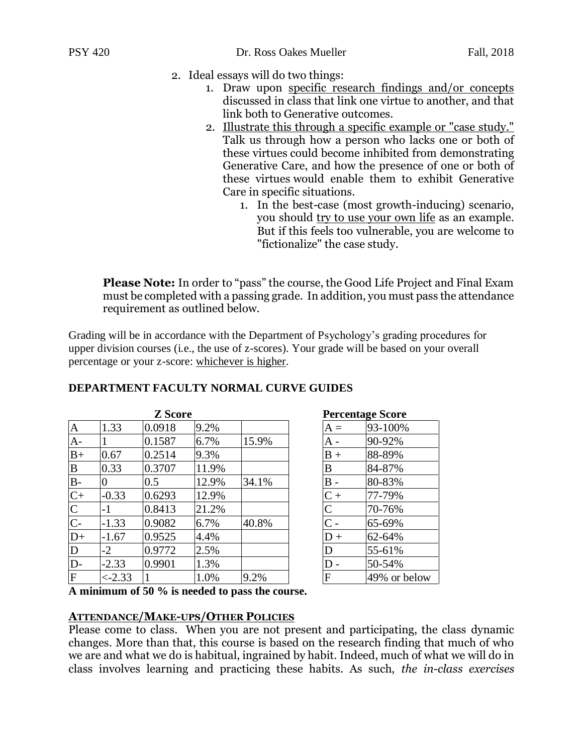2. Ideal essays will do two things:
    1. Draw upon specific research findings and/or concepts discussed in class that link one virtue to another, and that link both to Generative outcomes.
    2. Illustrate this through a specific example or "case study." Talk us through how a person who lacks one or both of these virtues could become inhibited from demonstrating Generative Care, and how the presence of one or both of these virtues would enable them to exhibit Generative Care in specific situations.
        1. In the best-case (most growth-inducing) scenario, you should try to use your own life as an example. But if this feels too vulnerable, you are welcome to "fictionalize" the case study.

**Please Note:** In order to "pass" the course, the Good Life Project and Final Exam must be completed with a passing grade. In addition, you must pass the attendance requirement as outlined below.

Grading will be in accordance with the Department of Psychology's grading procedures for upper division courses (i.e., the use of z-scores). Your grade will be based on your overall percentage or your z-score: whichever is higher.

**DEPARTMENT FACULTY NORMAL CURVE GUIDES**

**Z Score**

| | | | | |
|---|---|---|---|---|
| A | 1.33 | 0.0918 | 9.2% | |
| A- | 1 | 0.1587 | 6.7% | 15.9% |
| B+ | 0.67 | 0.2514 | 9.3% | |
| B | 0.33 | 0.3707 | 11.9% | |
| B- | 0 | 0.5 | 12.9% | 34.1% |
| C+ | -0.33 | 0.6293 | 12.9% | |
| C | -1 | 0.8413 | 21.2% | |
| C- | -1.33 | 0.9082 | 6.7% | 40.8% |
| D+ | -1.67 | 0.9525 | 4.4% | |
| D | -2 | 0.9772 | 2.5% | |
| D- | -2.33 | 0.9901 | 1.3% | |
| F | <-2.33 | 1 | 1.0% | 9.2% |

**Percentage Score**

| | |
|---|---|
| A = | 93-100% |
| A - | 90-92% |
| B + | 88-89% |
| B | 84-87% |
| B - | 80-83% |
| C + | 77-79% |
| C | 70-76% |
| C - | 65-69% |
| D + | 62-64% |
| D | 55-61% |
| D - | 50-54% |
| F | 49% or below |

**A minimum of 50 % is needed to pass the course.**

## ATTENDANCE/MAKE-UPS/OTHER POLICIES

Please come to class. When you are not present and participating, the class dynamic changes. More than that, this course is based on the research finding that much of who we are and what we do is habitual, ingrained by habit. Indeed, much of what we will do in class involves learning and practicing these habits. As such, *the in-class exercises*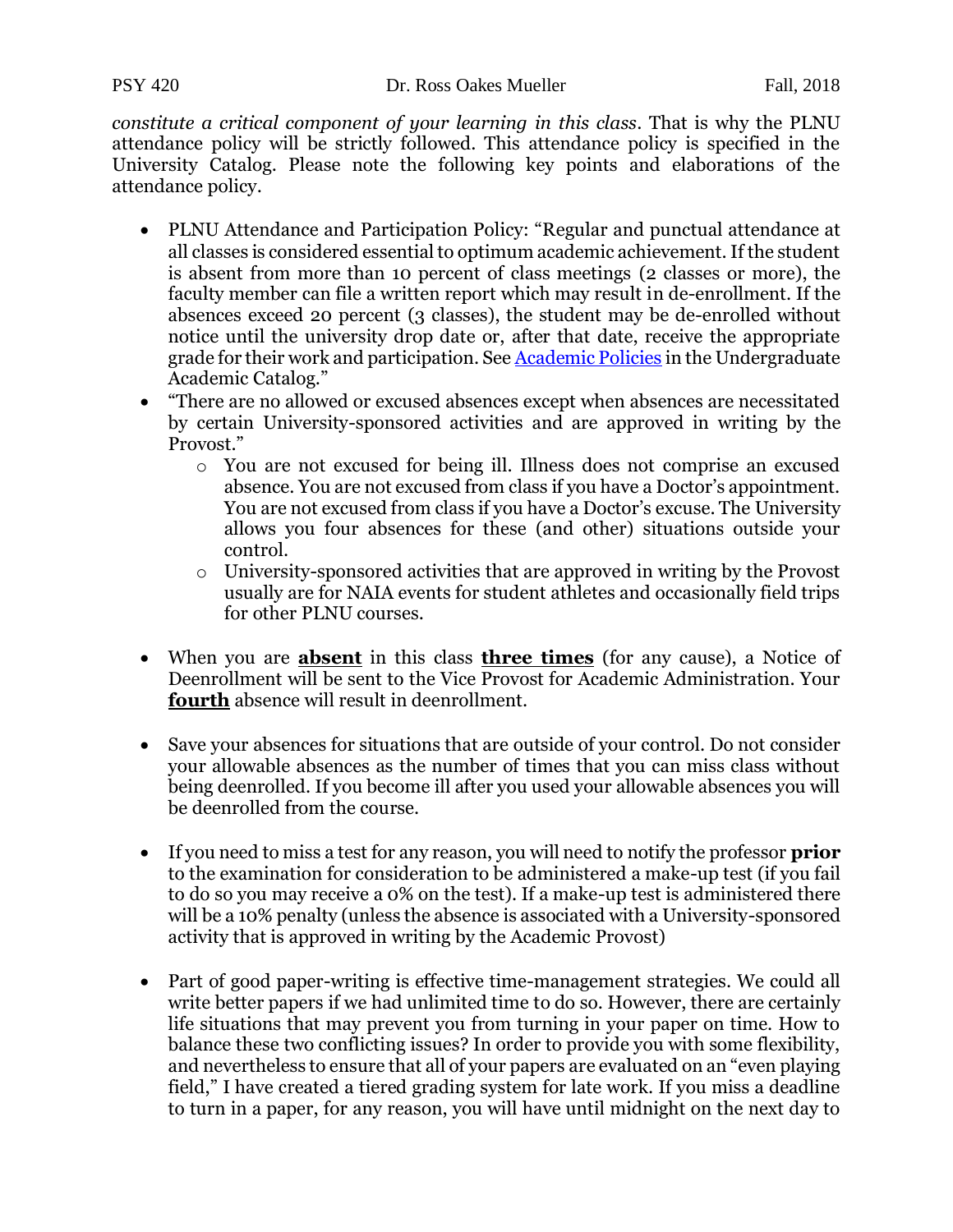*constitute a critical component of your learning in this class*. That is why the PLNU attendance policy will be strictly followed. This attendance policy is specified in the University Catalog. Please note the following key points and elaborations of the attendance policy.

- PLNU Attendance and Participation Policy: "Regular and punctual attendance at all classes is considered essential to optimum academic achievement. If the student is absent from more than 10 percent of class meetings (2 classes or more), the faculty member can file a written report which may result in de-enrollment. If the absences exceed 20 percent (3 classes), the student may be de-enrolled without notice until the university drop date or, after that date, receive the appropriate grade for their work and participation. See [Academic Policies] in the Undergraduate Academic Catalog."
- "There are no allowed or excused absences except when absences are necessitated by certain University-sponsored activities and are approved in writing by the Provost."
  - You are not excused for being ill. Illness does not comprise an excused absence. You are not excused from class if you have a Doctor's appointment. You are not excused from class if you have a Doctor's excuse. The University allows you four absences for these (and other) situations outside your control.
  - University-sponsored activities that are approved in writing by the Provost usually are for NAIA events for student athletes and occasionally field trips for other PLNU courses.

- When you are **<u>absent</u>** in this class **<u>three times</u>** (for any cause), a Notice of Deenrollment will be sent to the Vice Provost for Academic Administration. Your **<u>fourth</u>** absence will result in deenrollment.

- Save your absences for situations that are outside of your control. Do not consider your allowable absences as the number of times that you can miss class without being deenrolled. If you become ill after you used your allowable absences you will be deenrolled from the course.

- If you need to miss a test for any reason, you will need to notify the professor **prior** to the examination for consideration to be administered a make-up test (if you fail to do so you may receive a 0% on the test). If a make-up test is administered there will be a 10% penalty (unless the absence is associated with a University-sponsored activity that is approved in writing by the Academic Provost)

- Part of good paper-writing is effective time-management strategies. We could all write better papers if we had unlimited time to do so. However, there are certainly life situations that may prevent you from turning in your paper on time. How to balance these two conflicting issues? In order to provide you with some flexibility, and nevertheless to ensure that all of your papers are evaluated on an "even playing field," I have created a tiered grading system for late work. If you miss a deadline to turn in a paper, for any reason, you will have until midnight on the next day to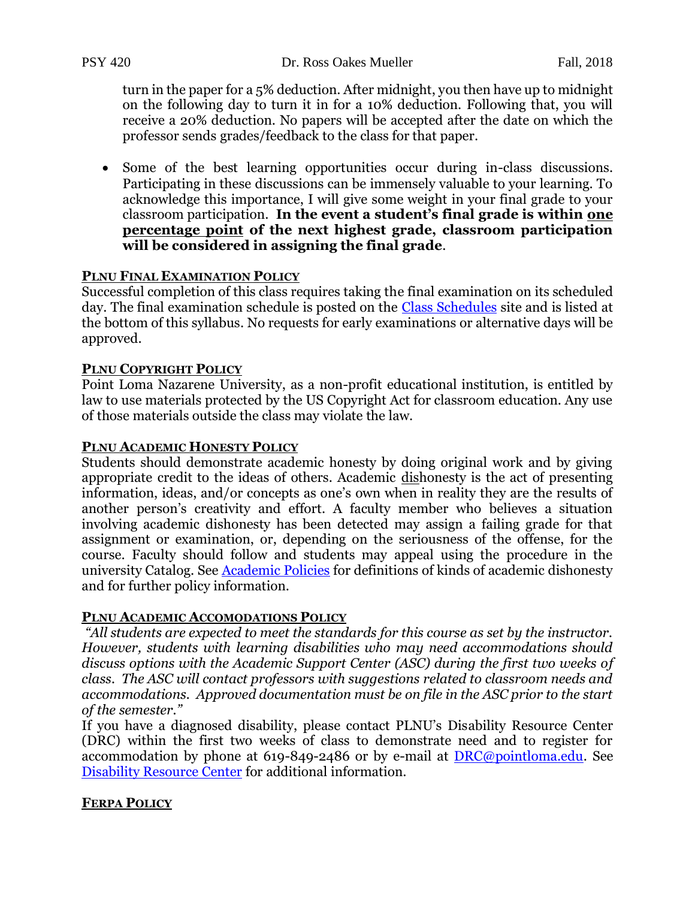turn in the paper for a 5% deduction. After midnight, you then have up to midnight on the following day to turn it in for a 10% deduction. Following that, you will receive a 20% deduction. No papers will be accepted after the date on which the professor sends grades/feedback to the class for that paper.

- Some of the best learning opportunities occur during in-class discussions. Participating in these discussions can be immensely valuable to your learning. To acknowledge this importance, I will give some weight in your final grade to your classroom participation. **In the event a student's final grade is within <u>one percentage point</u> of the next highest grade, classroom participation will be considered in assigning the final grade**.

### <u>PLNU FINAL EXAMINATION POLICY</u>

Successful completion of this class requires taking the final examination on its scheduled day. The final examination schedule is posted on the [Class Schedules](#) site and is listed at the bottom of this syllabus. No requests for early examinations or alternative days will be approved.

### <u>PLNU COPYRIGHT POLICY</u>

Point Loma Nazarene University, as a non-profit educational institution, is entitled by law to use materials protected by the US Copyright Act for classroom education. Any use of those materials outside the class may violate the law.

### <u>PLNU ACADEMIC HONESTY POLICY</u>

Students should demonstrate academic honesty by doing original work and by giving appropriate credit to the ideas of others. Academic <u>dis</u>honesty is the act of presenting information, ideas, and/or concepts as one's own when in reality they are the results of another person's creativity and effort. A faculty member who believes a situation involving academic dishonesty has been detected may assign a failing grade for that assignment or examination, or, depending on the seriousness of the offense, for the course. Faculty should follow and students may appeal using the procedure in the university Catalog. See [Academic Policies](#) for definitions of kinds of academic dishonesty and for further policy information.

### <u>PLNU ACADEMIC ACCOMODATIONS POLICY</u>

*"All students are expected to meet the standards for this course as set by the instructor. However, students with learning disabilities who may need accommodations should discuss options with the Academic Support Center (ASC) during the first two weeks of class. The ASC will contact professors with suggestions related to classroom needs and accommodations. Approved documentation must be on file in the ASC prior to the start of the semester."*

If you have a diagnosed disability, please contact PLNU's Disability Resource Center (DRC) within the first two weeks of class to demonstrate need and to register for accommodation by phone at 619-849-2486 or by e-mail at [DRC@pointloma.edu](mailto:DRC@pointloma.edu). See [Disability Resource Center](#) for additional information.

### <u>FERPA POLICY</u>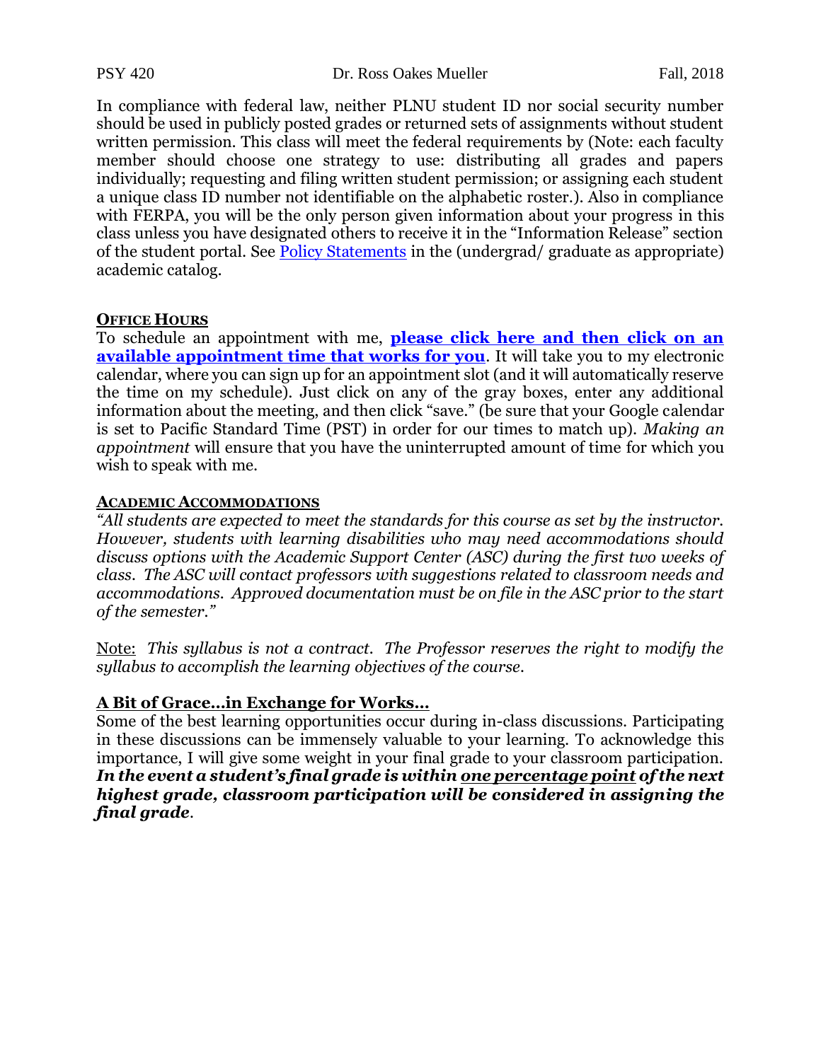In compliance with federal law, neither PLNU student ID nor social security number should be used in publicly posted grades or returned sets of assignments without student written permission. This class will meet the federal requirements by (Note: each faculty member should choose one strategy to use: distributing all grades and papers individually; requesting and filing written student permission; or assigning each student a unique class ID number not identifiable on the alphabetic roster.). Also in compliance with FERPA, you will be the only person given information about your progress in this class unless you have designated others to receive it in the "Information Release" section of the student portal. See Policy Statements in the (undergrad/ graduate as appropriate) academic catalog.

## OFFICE HOURS

To schedule an appointment with me, **please click here and then click on an available appointment time that works for you**. It will take you to my electronic calendar, where you can sign up for an appointment slot (and it will automatically reserve the time on my schedule). Just click on any of the gray boxes, enter any additional information about the meeting, and then click "save." (be sure that your Google calendar is set to Pacific Standard Time (PST) in order for our times to match up). *Making an appointment* will ensure that you have the uninterrupted amount of time for which you wish to speak with me.

## ACADEMIC ACCOMMODATIONS

*"All students are expected to meet the standards for this course as set by the instructor. However, students with learning disabilities who may need accommodations should discuss options with the Academic Support Center (ASC) during the first two weeks of class. The ASC will contact professors with suggestions related to classroom needs and accommodations. Approved documentation must be on file in the ASC prior to the start of the semester."*

Note: *This syllabus is not a contract. The Professor reserves the right to modify the syllabus to accomplish the learning objectives of the course.*

## A Bit of Grace…in Exchange for Works…

Some of the best learning opportunities occur during in-class discussions. Participating in these discussions can be immensely valuable to your learning. To acknowledge this importance, I will give some weight in your final grade to your classroom participation. ***In the event a student's final grade is within one percentage point of the next highest grade, classroom participation will be considered in assigning the final grade.***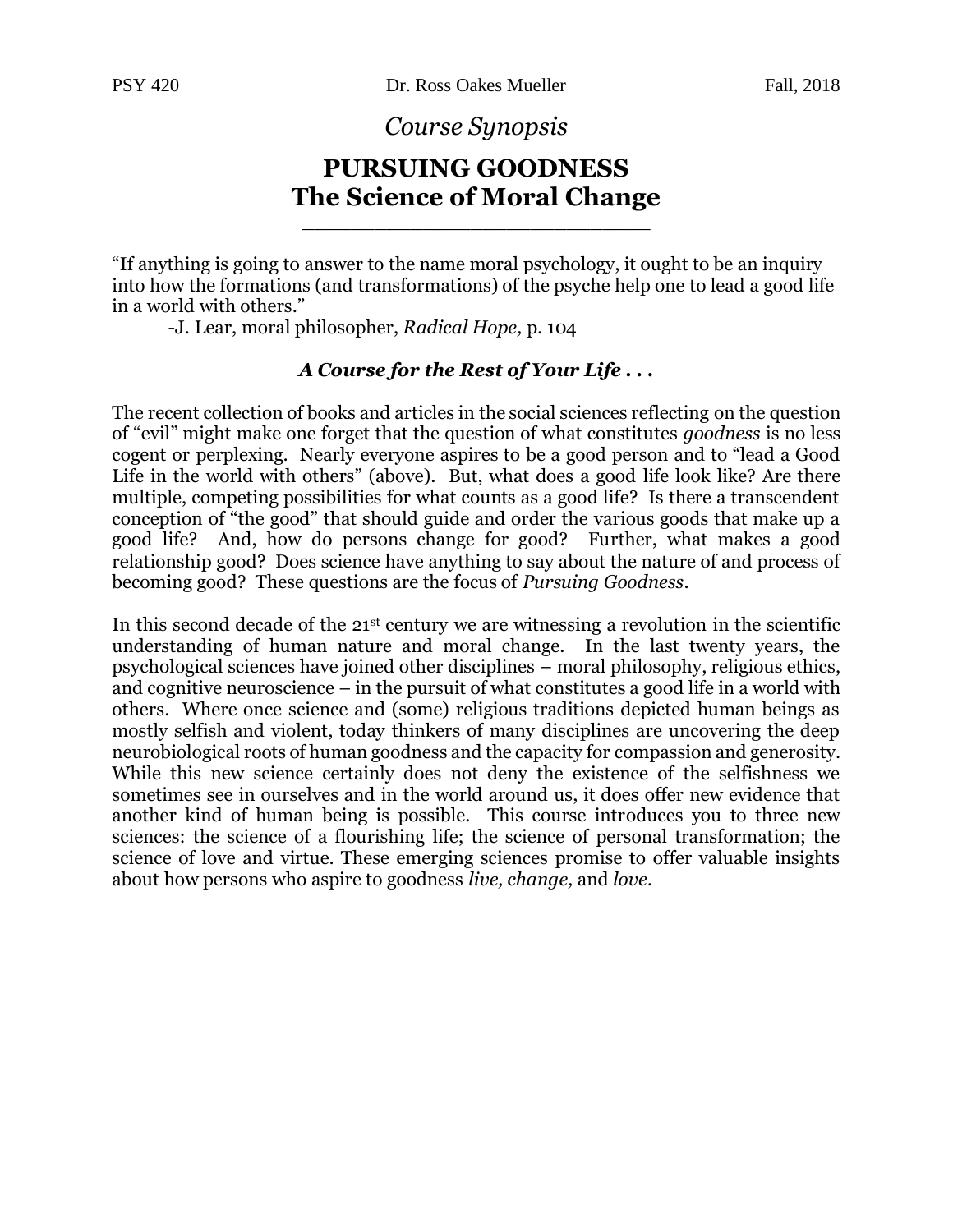PSY 420 Dr. Ross Oakes Mueller Fall, 2018

*Course Synopsis*

# PURSUING GOODNESS
# The Science of Moral Change

---

"If anything is going to answer to the name moral psychology, it ought to be an inquiry into how the formations (and transformations) of the psyche help one to lead a good life in a world with others."

-J. Lear, moral philosopher, *Radical Hope,* p. 104

### *A Course for the Rest of Your Life . . .*

The recent collection of books and articles in the social sciences reflecting on the question of "evil" might make one forget that the question of what constitutes *goodness* is no less cogent or perplexing. Nearly everyone aspires to be a good person and to "lead a Good Life in the world with others" (above). But, what does a good life look like? Are there multiple, competing possibilities for what counts as a good life? Is there a transcendent conception of "the good" that should guide and order the various goods that make up a good life? And, how do persons change for good? Further, what makes a good relationship good? Does science have anything to say about the nature of and process of becoming good? These questions are the focus of *Pursuing Goodness*.

In this second decade of the 21st century we are witnessing a revolution in the scientific understanding of human nature and moral change. In the last twenty years, the psychological sciences have joined other disciplines – moral philosophy, religious ethics, and cognitive neuroscience – in the pursuit of what constitutes a good life in a world with others. Where once science and (some) religious traditions depicted human beings as mostly selfish and violent, today thinkers of many disciplines are uncovering the deep neurobiological roots of human goodness and the capacity for compassion and generosity. While this new science certainly does not deny the existence of the selfishness we sometimes see in ourselves and in the world around us, it does offer new evidence that another kind of human being is possible. This course introduces you to three new sciences: the science of a flourishing life; the science of personal transformation; the science of love and virtue. These emerging sciences promise to offer valuable insights about how persons who aspire to goodness *live, change,* and *love*.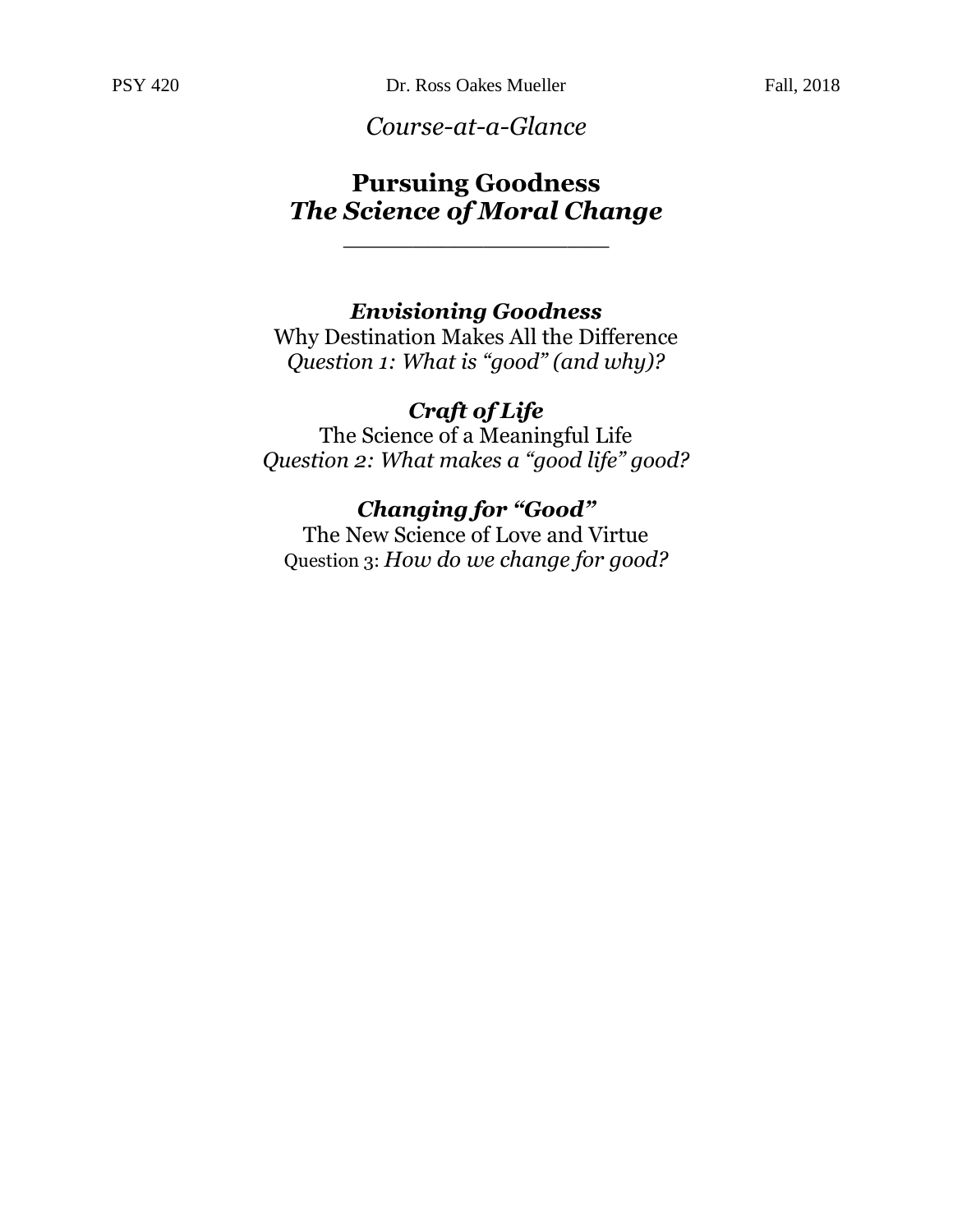*Course-at-a-Glance*

# Pursuing Goodness
## *The Science of Moral Change*

\_\_\_\_\_\_\_\_\_\_\_\_\_\_\_\_\_\_\_\_\_\_\_

***Envisioning Goodness***
Why Destination Makes All the Difference
*Question 1: What is "good" (and why)?*

***Craft of Life***
The Science of a Meaningful Life
*Question 2: What makes a "good life" good?*

***Changing for "Good"***
The New Science of Love and Virtue
Question 3: *How do we change for good?*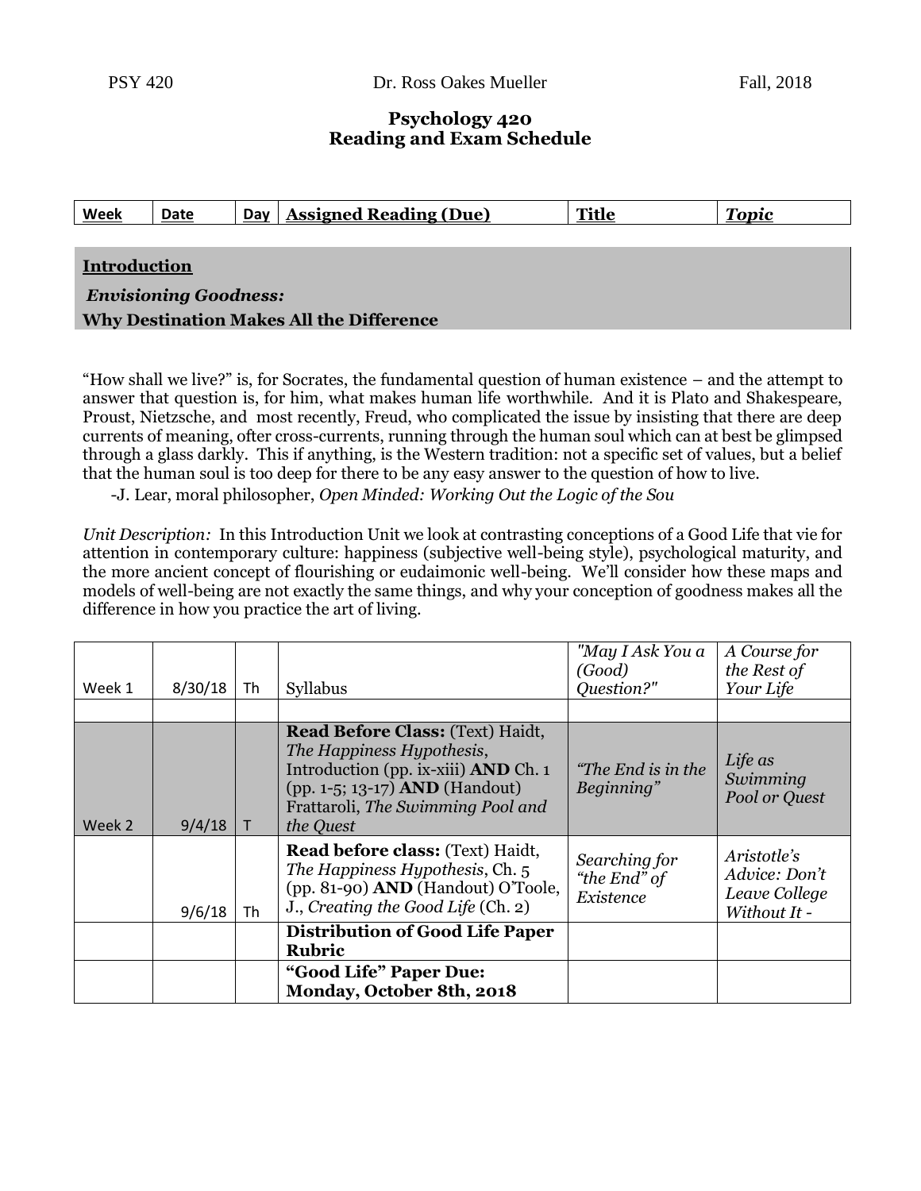# Psychology 420
## Reading and Exam Schedule

| Week | Date | Day | Assigned Reading (Due) | Title | *Topic* |
|---|---|---|---|---|---|

## Introduction

### *Envisioning Goodness:*
### Why Destination Makes All the Difference

"How shall we live?" is, for Socrates, the fundamental question of human existence – and the attempt to answer that question is, for him, what makes human life worthwhile. And it is Plato and Shakespeare, Proust, Nietzsche, and most recently, Freud, who complicated the issue by insisting that there are deep currents of meaning, ofter cross-currents, running through the human soul which can at best be glimpsed through a glass darkly. This if anything, is the Western tradition: not a specific set of values, but a belief that the human soul is too deep for there to be any easy answer to the question of how to live.

-J. Lear, moral philosopher, *Open Minded: Working Out the Logic of the Sou*

*Unit Description:* In this Introduction Unit we look at contrasting conceptions of a Good Life that vie for attention in contemporary culture: happiness (subjective well-being style), psychological maturity, and the more ancient concept of flourishing or eudaimonic well-being. We'll consider how these maps and models of well-being are not exactly the same things, and why your conception of goodness makes all the difference in how you practice the art of living.

| Week | Date | Day | Assigned Reading (Due) | Title | Topic |
|---|---|---|---|---|---|
| Week 1 | 8/30/18 | Th | Syllabus | *"May I Ask You a (Good) Question?"* | *A Course for the Rest of Your Life* |
| | | | | | |
| Week 2 | 9/4/18 | T | **Read Before Class:** (Text) Haidt, *The Happiness Hypothesis*, Introduction (pp. ix-xiii) **AND** Ch. 1 (pp. 1-5; 13-17) **AND** (Handout) Frattaroli, *The Swimming Pool and the Quest* | *"The End is in the Beginning"* | *Life as Swimming Pool or Quest* |
| | 9/6/18 | Th | **Read before class:** (Text) Haidt, *The Happiness Hypothesis*, Ch. 5 (pp. 81-90) **AND** (Handout) O'Toole, J., *Creating the Good Life* (Ch. 2) | *Searching for "the End" of Existence* | *Aristotle's Advice: Don't Leave College Without It -* |
| | | | **Distribution of Good Life Paper Rubric** | | |
| | | | **"Good Life" Paper Due: Monday, October 8th, 2018** | | |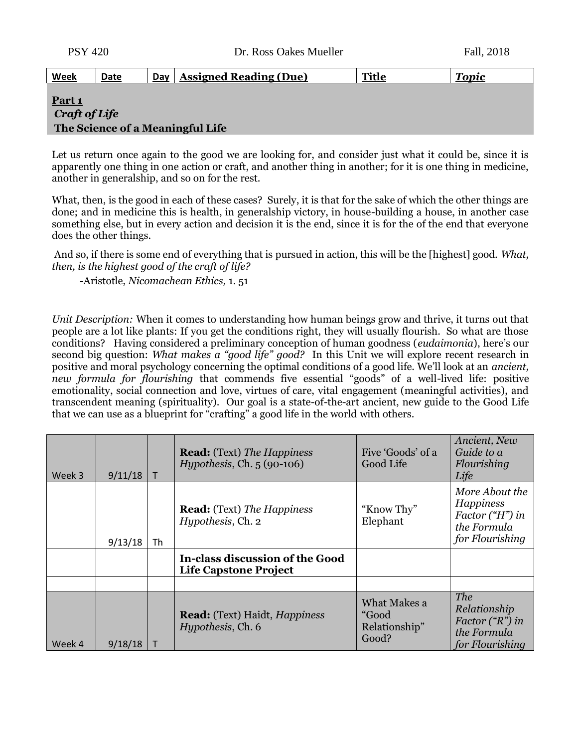| Week | Date | Day | Assigned Reading (Due) | Title | Topic |
|---|---|---|---|---|---|

**Part 1**
***Craft of Life***
**The Science of a Meaningful Life**

Let us return once again to the good we are looking for, and consider just what it could be, since it is apparently one thing in one action or craft, and another thing in another; for it is one thing in medicine, another in generalship, and so on for the rest.

What, then, is the good in each of these cases? Surely, it is that for the sake of which the other things are done; and in medicine this is health, in generalship victory, in house-building a house, in another case something else, but in every action and decision it is the end, since it is for the of the end that everyone does the other things.

And so, if there is some end of everything that is pursued in action, this will be the [highest] good. *What, then, is the highest good of the craft of life?*

-Aristotle, *Nicomachean Ethics,* 1. 51

*Unit Description:* When it comes to understanding how human beings grow and thrive, it turns out that people are a lot like plants: If you get the conditions right, they will usually flourish. So what are those conditions? Having considered a preliminary conception of human goodness (*eudaimonia*), here's our second big question: *What makes a "good life" good?* In this Unit we will explore recent research in positive and moral psychology concerning the optimal conditions of a good life. We'll look at an *ancient, new formula for flourishing* that commends five essential "goods" of a well-lived life: positive emotionality, social connection and love, virtues of care, vital engagement (meaningful activities), and transcendent meaning (spirituality). Our goal is a state-of-the-art ancient, new guide to the Good Life that we can use as a blueprint for "crafting" a good life in the world with others.

| Week | Date | Day | Assigned Reading (Due) | Title | Topic |
|---|---|---|---|---|---|
| Week 3 | 9/11/18 | T | **Read:** (Text) *The Happiness Hypothesis*, Ch. 5 (90-106) | Five 'Goods' of a Good Life | *Ancient, New Guide to a Flourishing Life* |
| | 9/13/18 | Th | **Read:** (Text) *The Happiness Hypothesis*, Ch. 2 | "Know Thy" Elephant | *More About the Happiness Factor ("H") in the Formula for Flourishing* |
| | | | **In-class discussion of the Good Life Capstone Project** | | |
| | | | | | |
| Week 4 | 9/18/18 | T | **Read:** (Text) Haidt, *Happiness Hypothesis*, Ch. 6 | What Makes a "Good Relationship" Good? | *The Relationship Factor ("R") in the Formula for Flourishing* |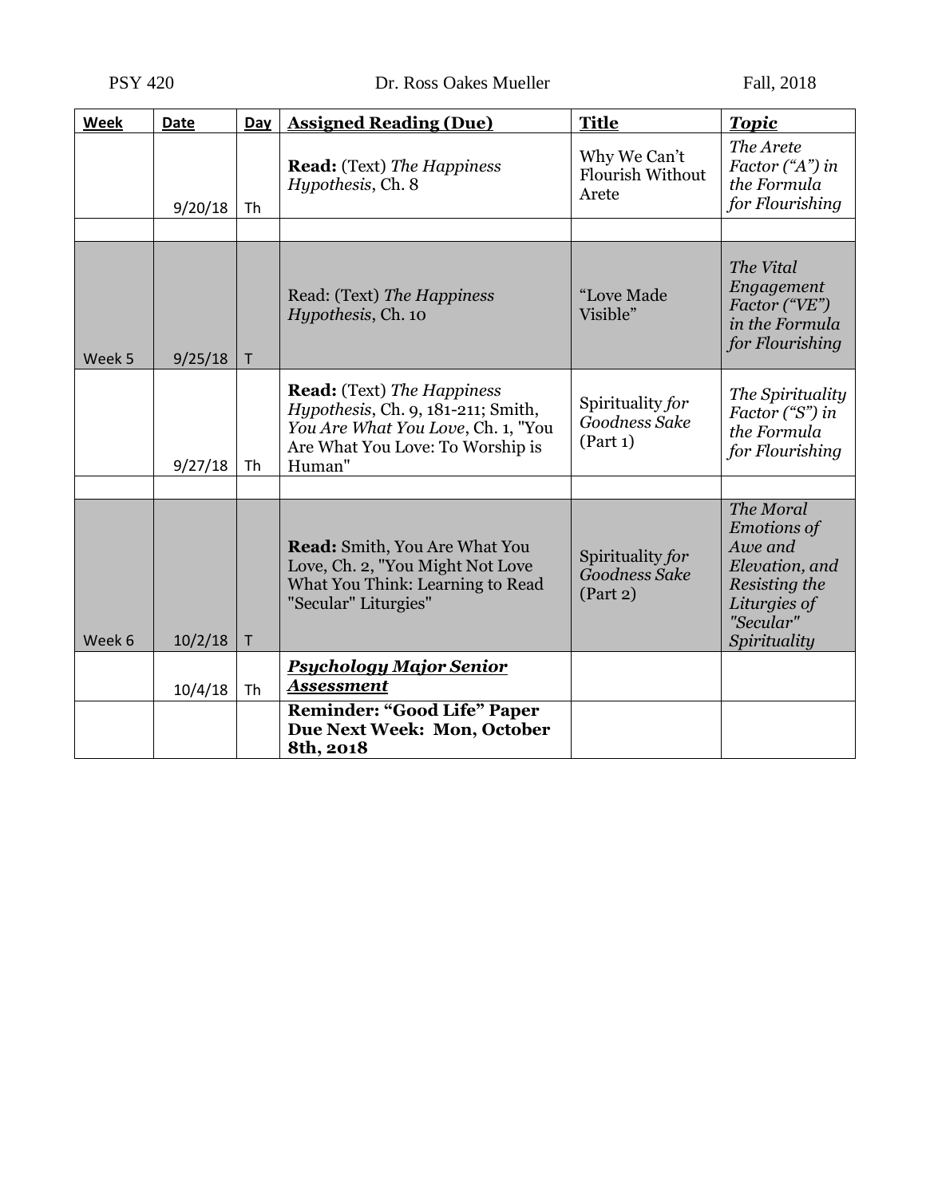| **Week** | **Date** | **Day** | **Assigned Reading (Due)** | **Title** | ***Topic*** |
|---|---|---|---|---|---|
| | 9/20/18 | Th | **Read:** (Text) *The Happiness Hypothesis*, Ch. 8 | Why We Can't Flourish Without Arete | *The Arete Factor ("A") in the Formula for Flourishing* |
| | | | | | |
| Week 5 | 9/25/18 | T | Read: (Text) *The Happiness Hypothesis*, Ch. 10 | "Love Made Visible" | *The Vital Engagement Factor ("VE") in the Formula for Flourishing* |
| | 9/27/18 | Th | **Read:** (Text) *The Happiness Hypothesis*, Ch. 9, 181-211; Smith, *You Are What You Love*, Ch. 1, "You Are What You Love: To Worship is Human" | Spirituality *for Goodness Sake* (Part 1) | *The Spirituality Factor ("S") in the Formula for Flourishing* |
| | | | | | |
| Week 6 | 10/2/18 | T | **Read:** Smith, You Are What You Love, Ch. 2, "You Might Not Love What You Think: Learning to Read "Secular" Liturgies" | Spirituality *for Goodness Sake* (Part 2) | *The Moral Emotions of Awe and Elevation, and Resisting the Liturgies of "Secular" Spirituality* |
| | 10/4/18 | Th | ***Psychology Major Senior Assessment*** | | |
| | | | **Reminder: "Good Life" Paper Due Next Week: Mon, October 8th, 2018** | | |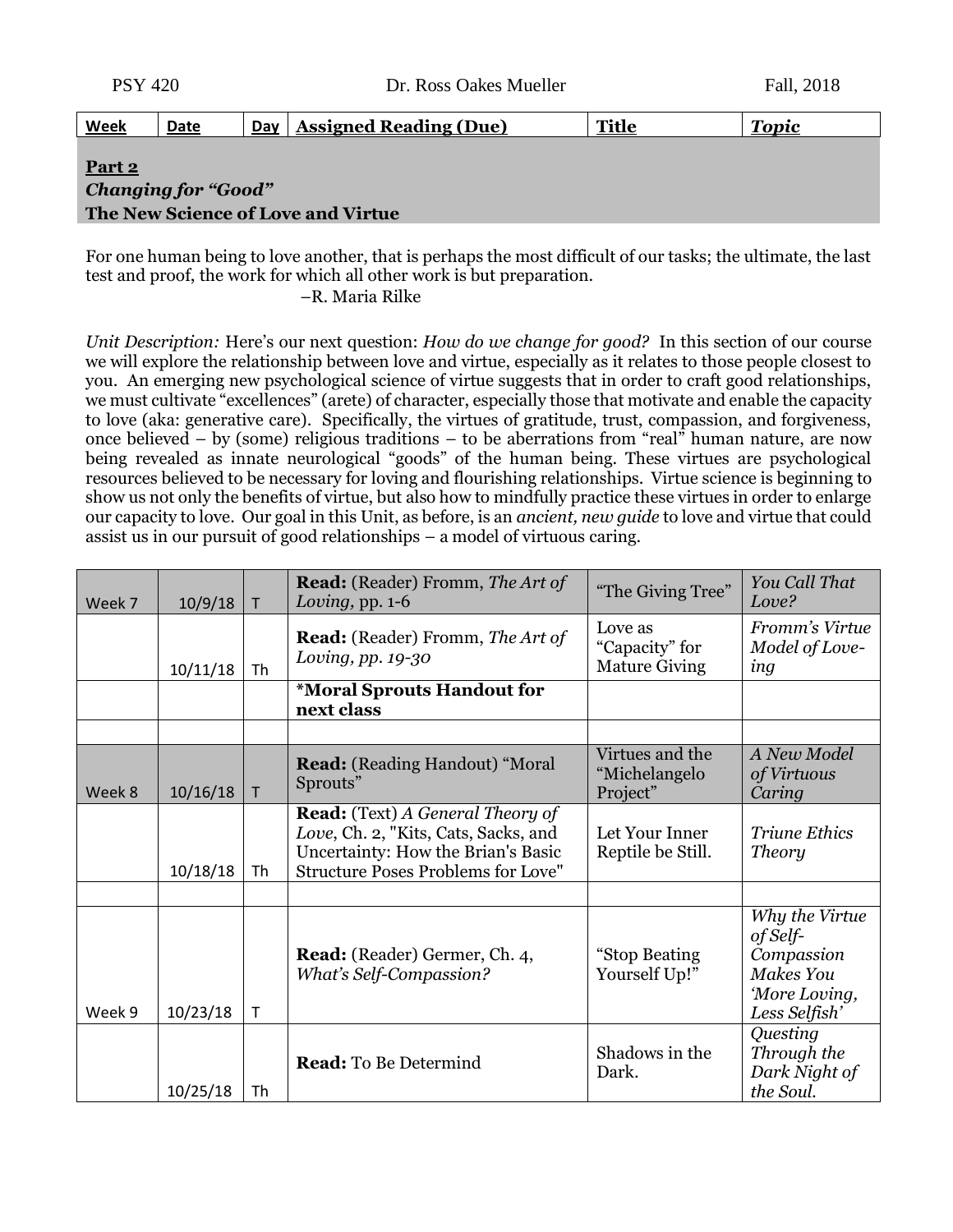| Week | Date | Day | Assigned Reading (Due) | Title | Topic |
|---|---|---|---|---|---|

**Part 2**
***Changing for "Good"***
**The New Science of Love and Virtue**

For one human being to love another, that is perhaps the most difficult of our tasks; the ultimate, the last test and proof, the work for which all other work is but preparation.
–R. Maria Rilke

*Unit Description:* Here's our next question: *How do we change for good?* In this section of our course we will explore the relationship between love and virtue, especially as it relates to those people closest to you. An emerging new psychological science of virtue suggests that in order to craft good relationships, we must cultivate "excellences" (arete) of character, especially those that motivate and enable the capacity to love (aka: generative care). Specifically, the virtues of gratitude, trust, compassion, and forgiveness, once believed – by (some) religious traditions – to be aberrations from "real" human nature, are now being revealed as innate neurological "goods" of the human being. These virtues are psychological resources believed to be necessary for loving and flourishing relationships. Virtue science is beginning to show us not only the benefits of virtue, but also how to mindfully practice these virtues in order to enlarge our capacity to love. Our goal in this Unit, as before, is an *ancient, new guide* to love and virtue that could assist us in our pursuit of good relationships – a model of virtuous caring.

| Week | Date | Day | Assigned Reading (Due) | Title | Topic |
|---|---|---|---|---|---|
| Week 7 | 10/9/18 | T | **Read:** (Reader) Fromm, *The Art of Loving*, pp. 1-6 | "The Giving Tree" | *You Call That Love?* |
| | 10/11/18 | Th | **Read:** (Reader) Fromm, *The Art of Loving, pp. 19-30* | Love as "Capacity" for Mature Giving | *Fromm's Virtue Model of Love-ing* |
| | | | **\*Moral Sprouts Handout for next class** | | |
| | | | | | |
| Week 8 | 10/16/18 | T | **Read:** (Reading Handout) "Moral Sprouts" | Virtues and the "Michelangelo Project" | *A New Model of Virtuous Caring* |
| | 10/18/18 | Th | **Read:** (Text) *A General Theory of Love*, Ch. 2, "Kits, Cats, Sacks, and Uncertainty: How the Brian's Basic Structure Poses Problems for Love" | Let Your Inner Reptile be Still. | *Triune Ethics Theory* |
| | | | | | |
| Week 9 | 10/23/18 | T | **Read:** (Reader) Germer, Ch. 4, *What's Self-Compassion?* | "Stop Beating Yourself Up!" | *Why the Virtue of Self-Compassion Makes You 'More Loving, Less Selfish'* |
| | 10/25/18 | Th | **Read:** To Be Determind | Shadows in the Dark. | *Questing Through the Dark Night of the Soul.* |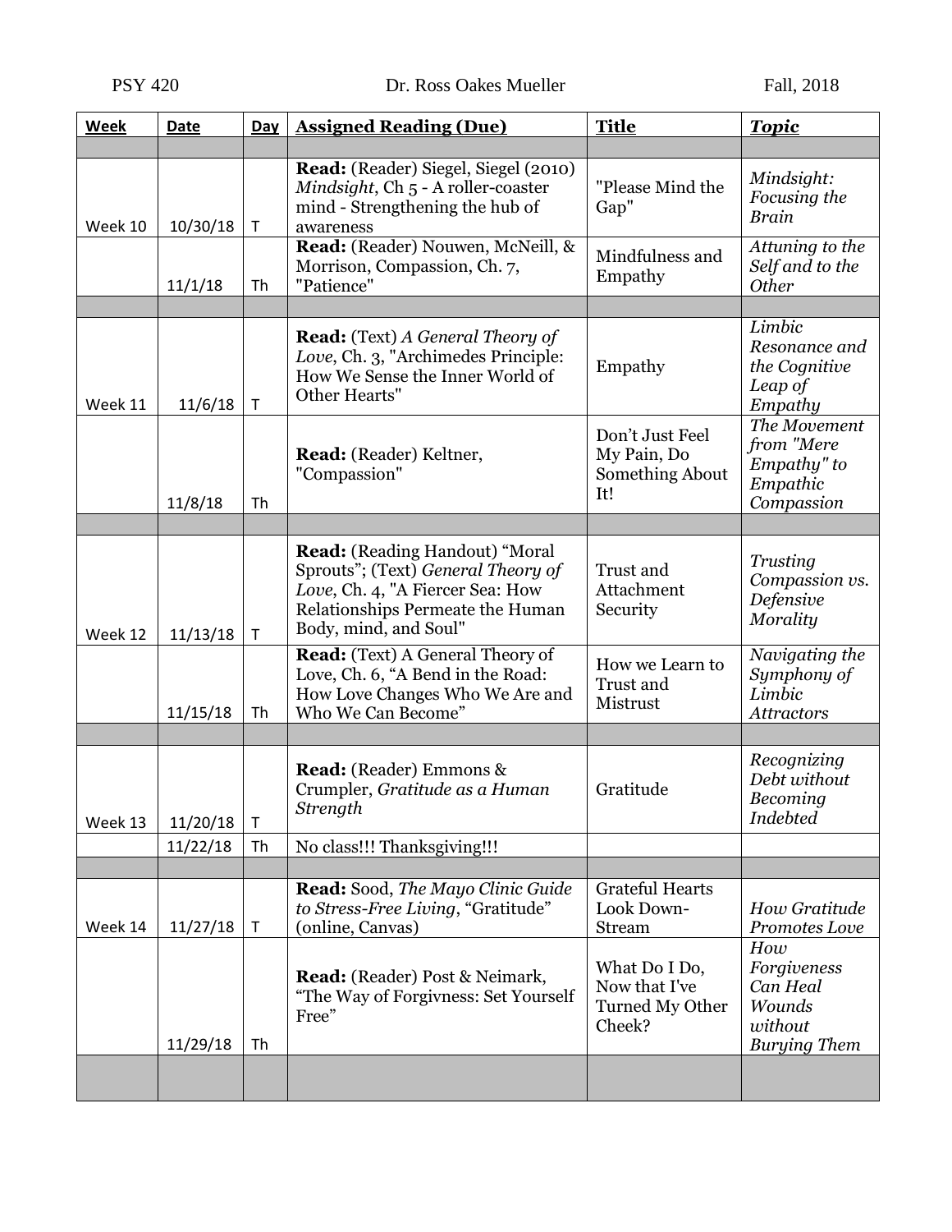| Week | Date | Day | Assigned Reading (Due) | Title | Topic |
|---|---|---|---|---|---|
| | | | | | |
| Week 10 | 10/30/18 | T | **Read:** (Reader) Siegel, Siegel (2010) *Mindsight*, Ch 5 - A roller-coaster mind - Strengthening the hub of awareness | "Please Mind the Gap" | *Mindsight: Focusing the Brain* |
| | 11/1/18 | Th | **Read:** (Reader) Nouwen, McNeill, & Morrison, Compassion, Ch. 7, "Patience" | Mindfulness and Empathy | *Attuning to the Self and to the Other* |
| | | | | | |
| Week 11 | 11/6/18 | T | **Read:** (Text) *A General Theory of Love*, Ch. 3, "Archimedes Principle: How We Sense the Inner World of Other Hearts" | Empathy | *Limbic Resonance and the Cognitive Leap of Empathy* |
| | 11/8/18 | Th | **Read:** (Reader) Keltner, "Compassion" | Don't Just Feel My Pain, Do Something About It! | *The Movement from "Mere Empathy" to Empathic Compassion* |
| | | | | | |
| Week 12 | 11/13/18 | T | **Read:** (Reading Handout) "Moral Sprouts"; (Text) *General Theory of Love*, Ch. 4, "A Fiercer Sea: How Relationships Permeate the Human Body, mind, and Soul" | Trust and Attachment Security | *Trusting Compassion vs. Defensive Morality* |
| | 11/15/18 | Th | **Read:** (Text) A General Theory of Love, Ch. 6, "A Bend in the Road: How Love Changes Who We Are and Who We Can Become" | How we Learn to Trust and Mistrust | *Navigating the Symphony of Limbic Attractors* |
| | | | | | |
| Week 13 | 11/20/18 | T | **Read:** (Reader) Emmons & Crumpler, *Gratitude as a Human Strength* | Gratitude | *Recognizing Debt without Becoming Indebted* |
| | 11/22/18 | Th | No class!!! Thanksgiving!!! | | |
| | | | | | |
| Week 14 | 11/27/18 | T | **Read:** Sood, *The Mayo Clinic Guide to Stress-Free Living*, "Gratitude" (online, Canvas) | Grateful Hearts Look Down-Stream | *How Gratitude Promotes Love* |
| | 11/29/18 | Th | **Read:** (Reader) Post & Neimark, "The Way of Forgivness: Set Yourself Free" | What Do I Do, Now that I've Turned My Other Cheek? | *How Forgiveness Can Heal Wounds without Burying Them* |
| | | | | | |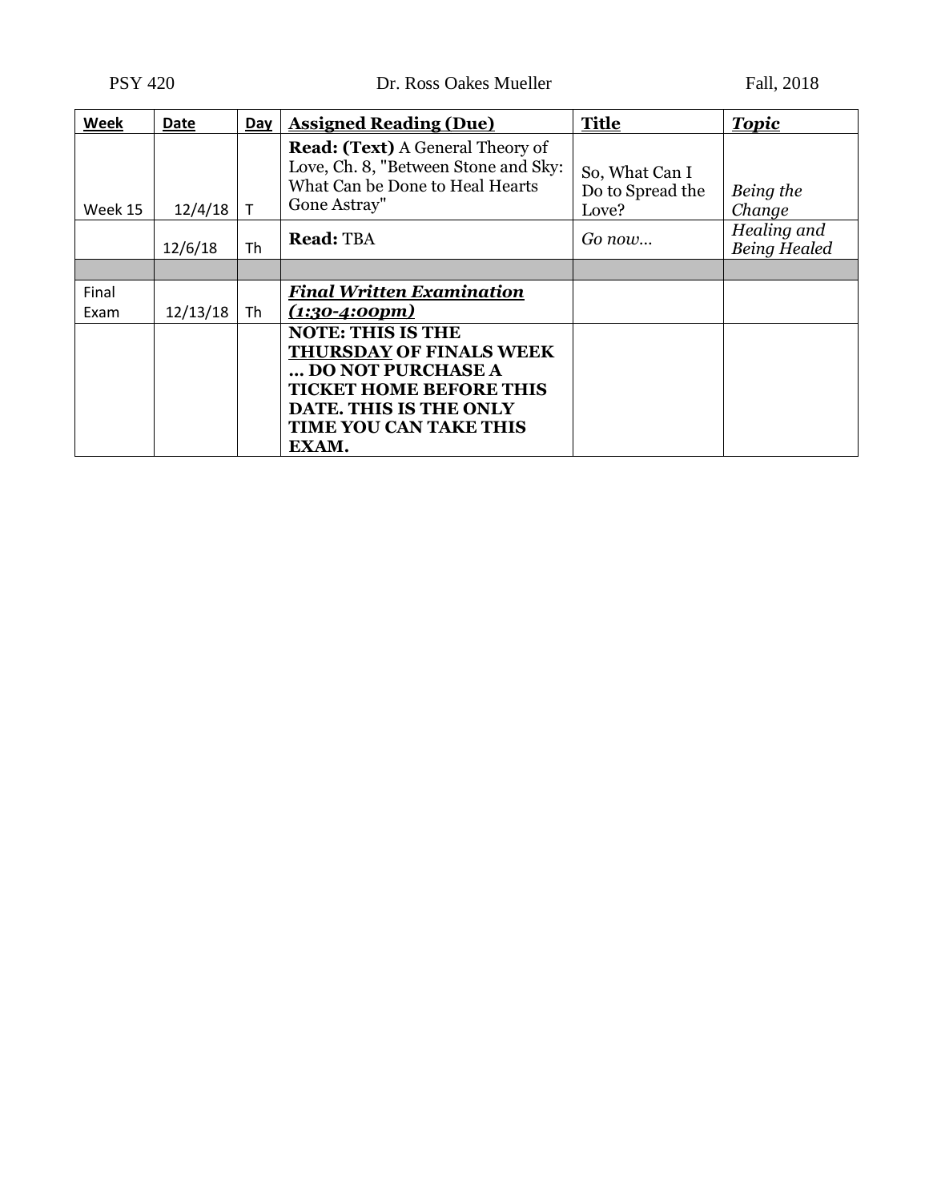| Week | Date | Day | Assigned Reading (Due) | Title | Topic |
|---|---|---|---|---|---|
| Week 15 | 12/4/18 | T | **Read: (Text)** A General Theory of Love, Ch. 8, "Between Stone and Sky: What Can be Done to Heal Hearts Gone Astray" | So, What Can I Do to Spread the Love? | *Being the Change* |
| | 12/6/18 | Th | **Read:** TBA | *Go now...* | *Healing and Being Healed* |
| | | | | | |
| Final Exam | 12/13/18 | Th | ***Final Written Examination (1:30-4:00pm)*** | | |
| | | | **NOTE: THIS IS THE THURSDAY OF FINALS WEEK ... DO NOT PURCHASE A TICKET HOME BEFORE THIS DATE. THIS IS THE ONLY TIME YOU CAN TAKE THIS EXAM.** | | |